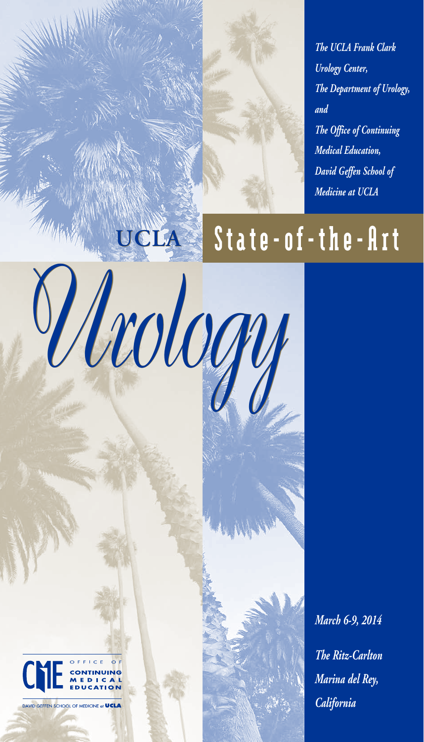*The UCLA Frank Clark Urology Center,*
*The Department of Urology,*
*and*
*The Office of Continuing Medical Education,*
*David Geffen School of Medicine at UCLA*

# UCLA State-of-the-Art Urology

*March 6-9, 2014*

*The Ritz-Carlton*
*Marina del Rey,*
*California*

CME OFFICE OF CONTINUING MEDICAL EDUCATION

DAVID GEFFEN SCHOOL OF MEDICINE at UCLA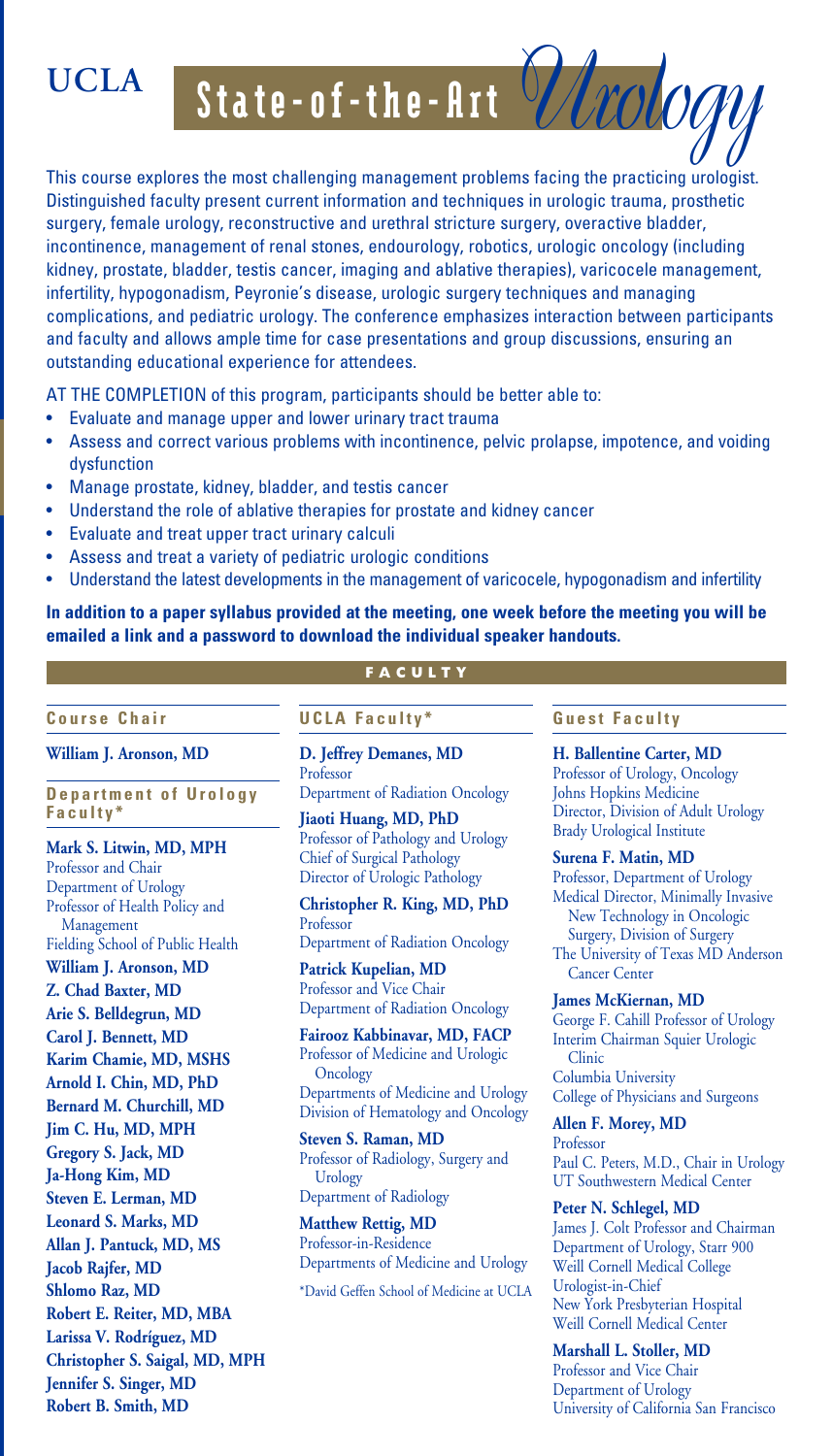# UCLA State-of-the-Art *Urology*

This course explores the most challenging management problems facing the practicing urologist. Distinguished faculty present current information and techniques in urologic trauma, prosthetic surgery, female urology, reconstructive and urethral stricture surgery, overactive bladder, incontinence, management of renal stones, endourology, robotics, urologic oncology (including kidney, prostate, bladder, testis cancer, imaging and ablative therapies), varicocele management, infertility, hypogonadism, Peyronie's disease, urologic surgery techniques and managing complications, and pediatric urology. The conference emphasizes interaction between participants and faculty and allows ample time for case presentations and group discussions, ensuring an outstanding educational experience for attendees.

AT THE COMPLETION of this program, participants should be better able to:

- Evaluate and manage upper and lower urinary tract trauma
- Assess and correct various problems with incontinence, pelvic prolapse, impotence, and voiding dysfunction
- Manage prostate, kidney, bladder, and testis cancer
- Understand the role of ablative therapies for prostate and kidney cancer
- Evaluate and treat upper tract urinary calculi
- Assess and treat a variety of pediatric urologic conditions
- Understand the latest developments in the management of varicocele, hypogonadism and infertility

**In addition to a paper syllabus provided at the meeting, one week before the meeting you will be emailed a link and a password to download the individual speaker handouts.**

## FACULTY

### Course Chair

**William J. Aronson, MD**

### Department of Urology Faculty*

**Mark S. Litwin, MD, MPH**
Professor and Chair
Department of Urology
Professor of Health Policy and Management
Fielding School of Public Health

**William J. Aronson, MD**
**Z. Chad Baxter, MD**
**Arie S. Belldegrun, MD**
**Carol J. Bennett, MD**
**Karim Chamie, MD, MSHS**
**Arnold I. Chin, MD, PhD**
**Bernard M. Churchill, MD**
**Jim C. Hu, MD, MPH**
**Gregory S. Jack, MD**
**Ja-Hong Kim, MD**
**Steven E. Lerman, MD**
**Leonard S. Marks, MD**
**Allan J. Pantuck, MD, MS**
**Jacob Rajfer, MD**
**Shlomo Raz, MD**
**Robert E. Reiter, MD, MBA**
**Larissa V. Rodríguez, MD**
**Christopher S. Saigal, MD, MPH**
**Jennifer S. Singer, MD**
**Robert B. Smith, MD**

### UCLA Faculty*

**D. Jeffrey Demanes, MD**
Professor
Department of Radiation Oncology

**Jiaoti Huang, MD, PhD**
Professor of Pathology and Urology
Chief of Surgical Pathology
Director of Urologic Pathology

**Christopher R. King, MD, PhD**
Professor
Department of Radiation Oncology

**Patrick Kupelian, MD**
Professor and Vice Chair
Department of Radiation Oncology

**Fairooz Kabbinavar, MD, FACP**
Professor of Medicine and Urologic Oncology
Departments of Medicine and Urology
Division of Hematology and Oncology

**Steven S. Raman, MD**
Professor of Radiology, Surgery and Urology
Department of Radiology

**Matthew Rettig, MD**
Professor-in-Residence
Departments of Medicine and Urology

*David Geffen School of Medicine at UCLA

### Guest Faculty

**H. Ballentine Carter, MD**
Professor of Urology, Oncology
Johns Hopkins Medicine
Director, Division of Adult Urology
Brady Urological Institute

**Surena F. Matin, MD**
Professor, Department of Urology
Medical Director, Minimally Invasive New Technology in Oncologic Surgery, Division of Surgery
The University of Texas MD Anderson Cancer Center

**James McKiernan, MD**
George F. Cahill Professor of Urology
Interim Chairman Squier Urologic Clinic
Columbia University
College of Physicians and Surgeons

**Allen F. Morey, MD**
Professor
Paul C. Peters, M.D., Chair in Urology
UT Southwestern Medical Center

**Peter N. Schlegel, MD**
James J. Colt Professor and Chairman
Department of Urology, Starr 900
Weill Cornell Medical College
Urologist-in-Chief
New York Presbyterian Hospital
Weill Cornell Medical Center

**Marshall L. Stoller, MD**
Professor and Vice Chair
Department of Urology
University of California San Francisco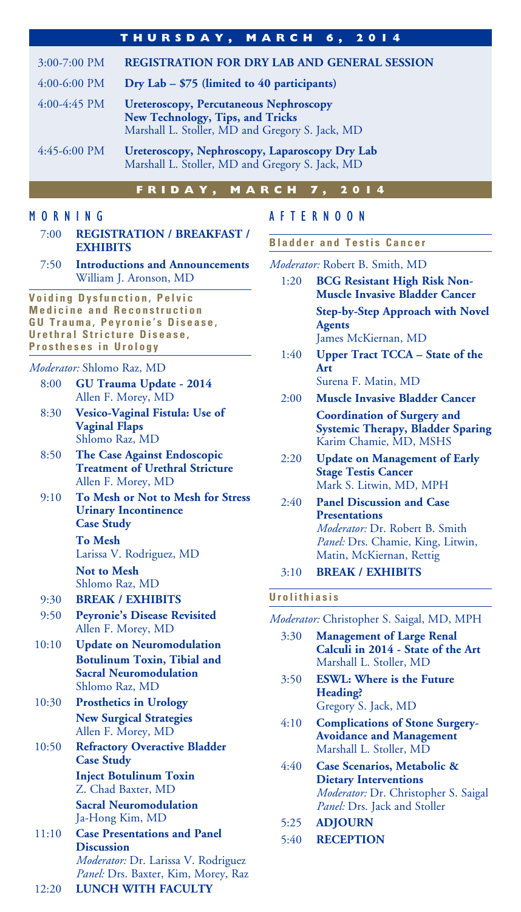## THURSDAY, MARCH 6, 2014

3:00-7:00 PM **REGISTRATION FOR DRY LAB AND GENERAL SESSION**

4:00-6:00 PM **Dry Lab – $75 (limited to 40 participants)**

4:00-4:45 PM **Ureteroscopy, Percutaneous Nephroscopy**
**New Technology, Tips, and Tricks**
Marshall L. Stoller, MD and Gregory S. Jack, MD

4:45-6:00 PM **Ureteroscopy, Nephroscopy, Laparoscopy Dry Lab**
Marshall L. Stoller, MD and Gregory S. Jack, MD

## FRIDAY, MARCH 7, 2014

### MORNING

7:00 **REGISTRATION / BREAKFAST / EXHIBITS**

7:50 **Introductions and Announcements**
William J. Aronson, MD

#### Voiding Dysfunction, Pelvic Medicine and Reconstruction GU Trauma, Peyronie's Disease, Urethral Stricture Disease, Prostheses in Urology

*Moderator:* Shlomo Raz, MD

8:00 **GU Trauma Update - 2014**
Allen F. Morey, MD

8:30 **Vesico-Vaginal Fistula: Use of Vaginal Flaps**
Shlomo Raz, MD

8:50 **The Case Against Endoscopic Treatment of Urethral Stricture**
Allen F. Morey, MD

9:10 **To Mesh or Not to Mesh for Stress Urinary Incontinence Case Study**
**To Mesh**
Larissa V. Rodriguez, MD
**Not to Mesh**
Shlomo Raz, MD

9:30 **BREAK / EXHIBITS**

9:50 **Peyronie's Disease Revisited**
Allen F. Morey, MD

10:10 **Update on Neuromodulation**
**Botulinum Toxin, Tibial and Sacral Neuromodulation**
Shlomo Raz, MD

10:30 **Prosthetics in Urology**
**New Surgical Strategies**
Allen F. Morey, MD

10:50 **Refractory Overactive Bladder Case Study**
**Inject Botulinum Toxin**
Z. Chad Baxter, MD
**Sacral Neuromodulation**
Ja-Hong Kim, MD

11:10 **Case Presentations and Panel Discussion**
*Moderator:* Dr. Larissa V. Rodriguez
*Panel:* Drs. Baxter, Kim, Morey, Raz

12:20 **LUNCH WITH FACULTY**

### AFTERNOON

#### Bladder and Testis Cancer

*Moderator:* Robert B. Smith, MD

1:20 **BCG Resistant High Risk Non-Muscle Invasive Bladder Cancer**
**Step-by-Step Approach with Novel Agents**
James McKiernan, MD

1:40 **Upper Tract TCCA – State of the Art**
Surena F. Matin, MD

2:00 **Muscle Invasive Bladder Cancer**
**Coordination of Surgery and Systemic Therapy, Bladder Sparing**
Karim Chamie, MD, MSHS

2:20 **Update on Management of Early Stage Testis Cancer**
Mark S. Litwin, MD, MPH

2:40 **Panel Discussion and Case Presentations**
*Moderator:* Dr. Robert B. Smith
*Panel:* Drs. Chamie, King, Litwin, Matin, McKiernan, Rettig

3:10 **BREAK / EXHIBITS**

#### Urolithiasis

*Moderator:* Christopher S. Saigal, MD, MPH

3:30 **Management of Large Renal Calculi in 2014 - State of the Art**
Marshall L. Stoller, MD

3:50 **ESWL: Where is the Future Heading?**
Gregory S. Jack, MD

4:10 **Complications of Stone Surgery-Avoidance and Management**
Marshall L. Stoller, MD

4:40 **Case Scenarios, Metabolic & Dietary Interventions**
*Moderator:* Dr. Christopher S. Saigal
*Panel:* Drs. Jack and Stoller

5:25 **ADJOURN**

5:40 **RECEPTION**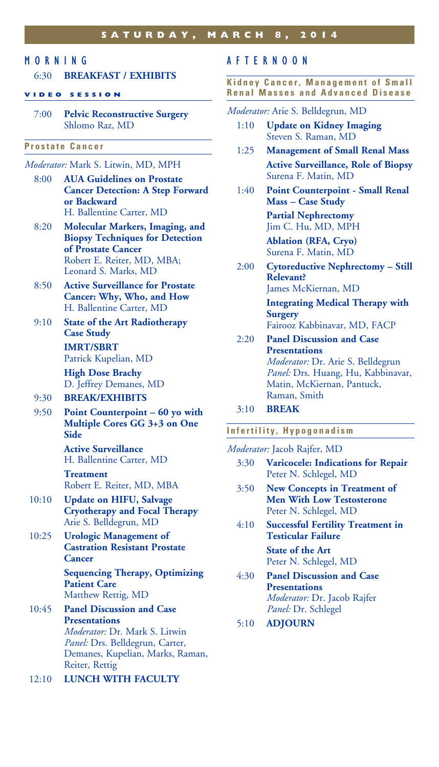# SATURDAY, MARCH 8, 2014

## MORNING

6:30 **BREAKFAST / EXHIBITS**

### VIDEO SESSION

7:00 **Pelvic Reconstructive Surgery**
Shlomo Raz, MD

### Prostate Cancer

*Moderator:* Mark S. Litwin, MD, MPH

8:00 **AUA Guidelines on Prostate Cancer Detection: A Step Forward or Backward**
H. Ballentine Carter, MD

8:20 **Molecular Markers, Imaging, and Biopsy Techniques for Detection of Prostate Cancer**
Robert E. Reiter, MD, MBA; Leonard S. Marks, MD

8:50 **Active Surveillance for Prostate Cancer: Why, Who, and How**
H. Ballentine Carter, MD

9:10 **State of the Art Radiotherapy Case Study**

**IMRT/SBRT**
Patrick Kupelian, MD

**High Dose Brachy**
D. Jeffrey Demanes, MD

9:30 **BREAK/EXHIBITS**

9:50 **Point Counterpoint – 60 yo with Multiple Cores GG 3+3 on One Side**

**Active Surveillance**
H. Ballentine Carter, MD

**Treatment**
Robert E. Reiter, MD, MBA

10:10 **Update on HIFU, Salvage Cryotherapy and Focal Therapy**
Arie S. Belldegrun, MD

10:25 **Urologic Management of Castration Resistant Prostate Cancer**

**Sequencing Therapy, Optimizing Patient Care**
Matthew Rettig, MD

10:45 **Panel Discussion and Case Presentations**
*Moderator:* Dr. Mark S. Litwin
*Panel:* Drs. Belldegrun, Carter, Demanes, Kupelian, Marks, Raman, Reiter, Rettig

12:10 **LUNCH WITH FACULTY**

## AFTERNOON

### Kidney Cancer, Management of Small Renal Masses and Advanced Disease

*Moderator:* Arie S. Belldegrun, MD

1:10 **Update on Kidney Imaging**
Steven S. Raman, MD

1:25 **Management of Small Renal Mass**

**Active Surveillance, Role of Biopsy**
Surena F. Matin, MD

1:40 **Point Counterpoint - Small Renal Mass – Case Study**

**Partial Nephrectomy**
Jim C. Hu, MD, MPH

**Ablation (RFA, Cryo)**
Surena F. Matin, MD

2:00 **Cytoreductive Nephrectomy – Still Relevant?**
James McKiernan, MD

**Integrating Medical Therapy with Surgery**
Fairooz Kabbinavar, MD, FACP

2:20 **Panel Discussion and Case Presentations**
*Moderator:* Dr. Arie S. Belldegrun
*Panel:* Drs. Huang, Hu, Kabbinavar, Matin, McKiernan, Pantuck, Raman, Smith

3:10 **BREAK**

### Infertility, Hypogonadism

*Moderator:* Jacob Rajfer, MD

3:30 **Varicocele: Indications for Repair**
Peter N. Schlegel, MD

3:50 **New Concepts in Treatment of Men With Low Testosterone**
Peter N. Schlegel, MD

4:10 **Successful Fertility Treatment in Testicular Failure**

**State of the Art**
Peter N. Schlegel, MD

4:30 **Panel Discussion and Case Presentations**
*Moderator:* Dr. Jacob Rajfer
*Panel:* Dr. Schlegel

5:10 **ADJOURN**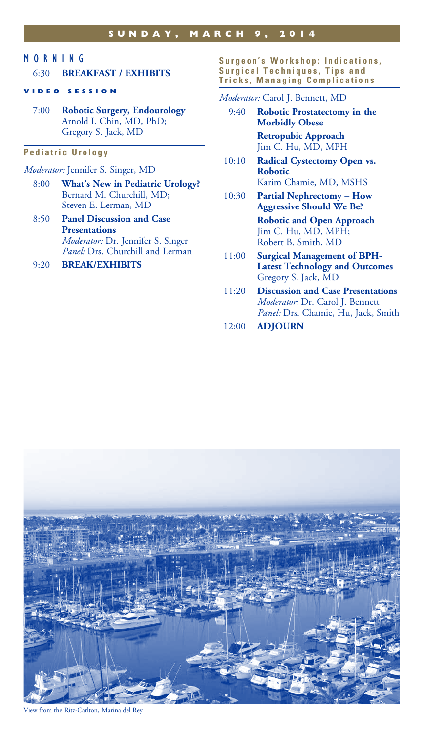# SUNDAY, MARCH 9, 2014

## MORNING

6:30 **BREAKFAST / EXHIBITS**

### VIDEO SESSION

7:00 **Robotic Surgery, Endourology**
Arnold I. Chin, MD, PhD;
Gregory S. Jack, MD

### Pediatric Urology

*Moderator:* Jennifer S. Singer, MD

8:00 **What's New in Pediatric Urology?**
Bernard M. Churchill, MD;
Steven E. Lerman, MD

8:50 **Panel Discussion and Case Presentations**
*Moderator:* Dr. Jennifer S. Singer
*Panel:* Drs. Churchill and Lerman

9:20 **BREAK/EXHIBITS**

### Surgeon's Workshop: Indications, Surgical Techniques, Tips and Tricks, Managing Complications

*Moderator:* Carol J. Bennett, MD

9:40 **Robotic Prostatectomy in the Morbidly Obese**
**Retropubic Approach**
Jim C. Hu, MD, MPH

10:10 **Radical Cystectomy Open vs. Robotic**
Karim Chamie, MD, MSHS

10:30 **Partial Nephrectomy – How Aggressive Should We Be?**
**Robotic and Open Approach**
Jim C. Hu, MD, MPH;
Robert B. Smith, MD

11:00 **Surgical Management of BPH-Latest Technology and Outcomes**
Gregory S. Jack, MD

11:20 **Discussion and Case Presentations**
*Moderator:* Dr. Carol J. Bennett
*Panel:* Drs. Chamie, Hu, Jack, Smith

12:00 **ADJOURN**

View from the Ritz-Carlton, Marina del Rey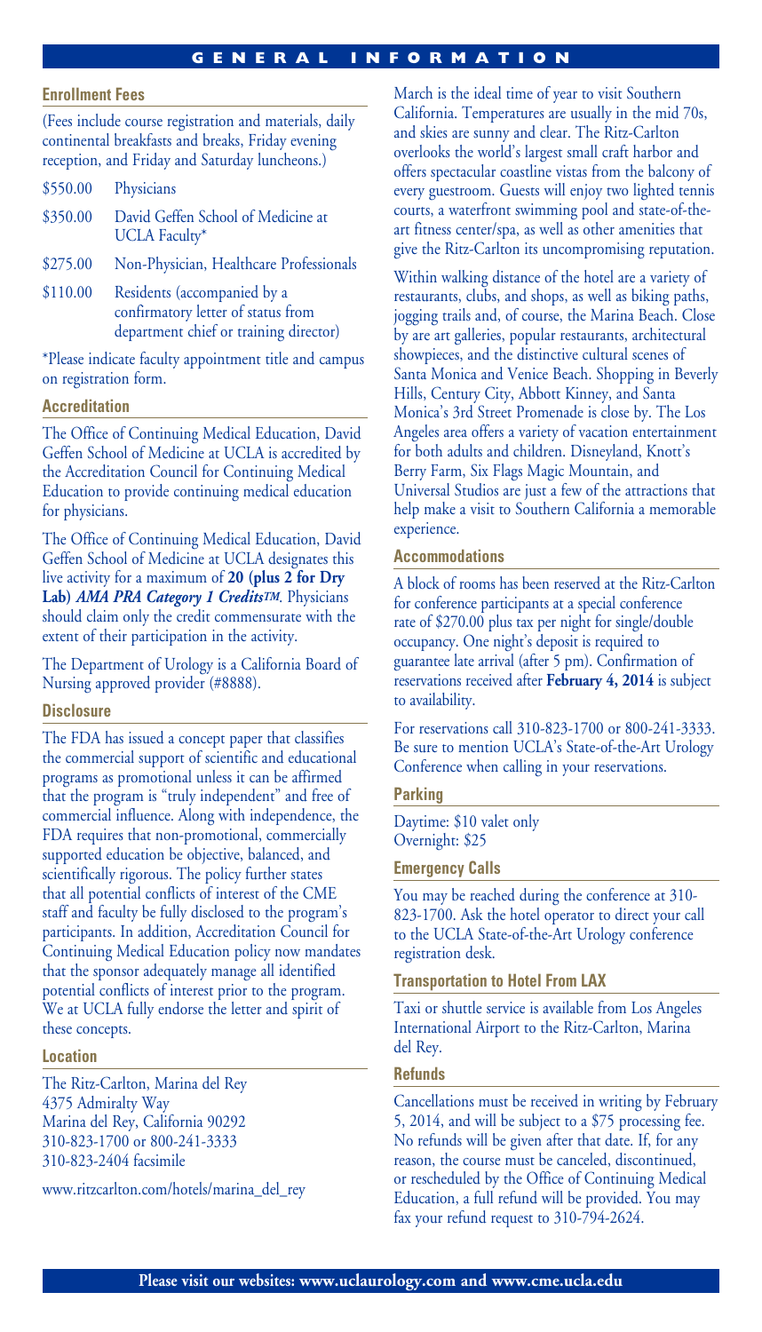# GENERAL INFORMATION

## Enrollment Fees

(Fees include course registration and materials, daily continental breakfasts and breaks, Friday evening reception, and Friday and Saturday luncheons.)

| | |
|---|---|
| $550.00 | Physicians |
| $350.00 | David Geffen School of Medicine at UCLA Faculty* |
| $275.00 | Non-Physician, Healthcare Professionals |
| $110.00 | Residents (accompanied by a confirmatory letter of status from department chief or training director) |

*Please indicate faculty appointment title and campus on registration form.

## Accreditation

The Office of Continuing Medical Education, David Geffen School of Medicine at UCLA is accredited by the Accreditation Council for Continuing Medical Education to provide continuing medical education for physicians.

The Office of Continuing Medical Education, David Geffen School of Medicine at UCLA designates this live activity for a maximum of **20 (plus 2 for Dry Lab)** ***AMA PRA Category 1 Credits™***. Physicians should claim only the credit commensurate with the extent of their participation in the activity.

The Department of Urology is a California Board of Nursing approved provider (#8888).

## Disclosure

The FDA has issued a concept paper that classifies the commercial support of scientific and educational programs as promotional unless it can be affirmed that the program is "truly independent" and free of commercial influence. Along with independence, the FDA requires that non-promotional, commercially supported education be objective, balanced, and scientifically rigorous. The policy further states that all potential conflicts of interest of the CME staff and faculty be fully disclosed to the program's participants. In addition, Accreditation Council for Continuing Medical Education policy now mandates that the sponsor adequately manage all identified potential conflicts of interest prior to the program. We at UCLA fully endorse the letter and spirit of these concepts.

## Location

The Ritz-Carlton, Marina del Rey
4375 Admiralty Way
Marina del Rey, California 90292
310-823-1700 or 800-241-3333
310-823-2404 facsimile

www.ritzcarlton.com/hotels/marina_del_rey

March is the ideal time of year to visit Southern California. Temperatures are usually in the mid 70s, and skies are sunny and clear. The Ritz-Carlton overlooks the world's largest small craft harbor and offers spectacular coastline vistas from the balcony of every guestroom. Guests will enjoy two lighted tennis courts, a waterfront swimming pool and state-of-the-art fitness center/spa, as well as other amenities that give the Ritz-Carlton its uncompromising reputation.

Within walking distance of the hotel are a variety of restaurants, clubs, and shops, as well as biking paths, jogging trails and, of course, the Marina Beach. Close by are art galleries, popular restaurants, architectural showpieces, and the distinctive cultural scenes of Santa Monica and Venice Beach. Shopping in Beverly Hills, Century City, Abbott Kinney, and Santa Monica's 3rd Street Promenade is close by. The Los Angeles area offers a variety of vacation entertainment for both adults and children. Disneyland, Knott's Berry Farm, Six Flags Magic Mountain, and Universal Studios are just a few of the attractions that help make a visit to Southern California a memorable experience.

## Accommodations

A block of rooms has been reserved at the Ritz-Carlton for conference participants at a special conference rate of $270.00 plus tax per night for single/double occupancy. One night's deposit is required to guarantee late arrival (after 5 pm). Confirmation of reservations received after **February 4, 2014** is subject to availability.

For reservations call 310-823-1700 or 800-241-3333. Be sure to mention UCLA's State-of-the-Art Urology Conference when calling in your reservations.

## Parking

Daytime: $10 valet only
Overnight: $25

## Emergency Calls

You may be reached during the conference at 310-823-1700. Ask the hotel operator to direct your call to the UCLA State-of-the-Art Urology conference registration desk.

## Transportation to Hotel From LAX

Taxi or shuttle service is available from Los Angeles International Airport to the Ritz-Carlton, Marina del Rey.

## Refunds

Cancellations must be received in writing by February 5, 2014, and will be subject to a $75 processing fee. No refunds will be given after that date. If, for any reason, the course must be canceled, discontinued, or rescheduled by the Office of Continuing Medical Education, a full refund will be provided. You may fax your refund request to 310-794-2624.

**Please visit our websites: www.uclaurology.com and www.cme.ucla.edu**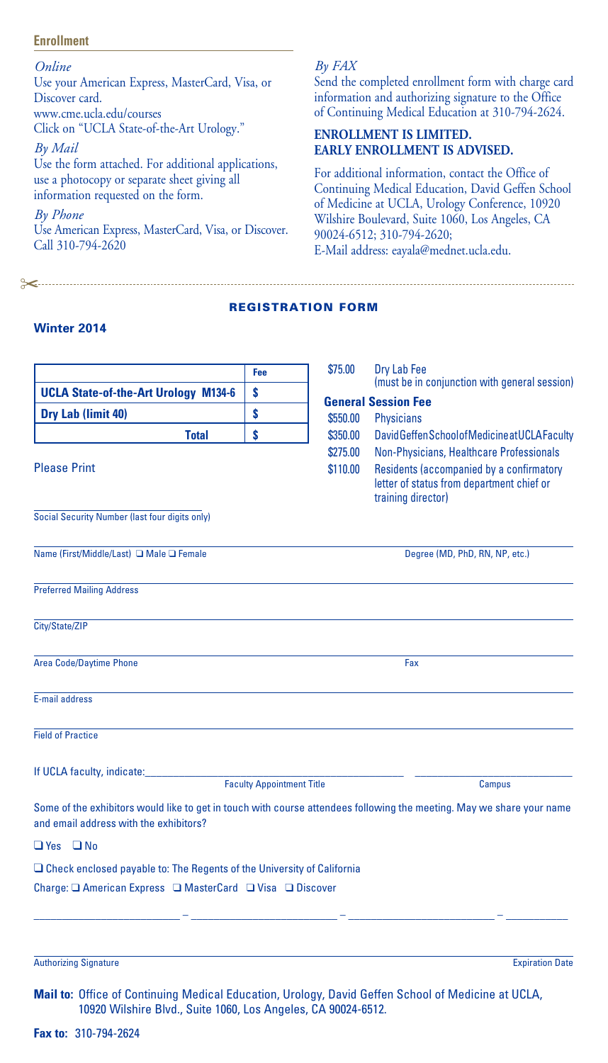## Enrollment

*Online*
Use your American Express, MasterCard, Visa, or Discover card.
www.cme.ucla.edu/courses
Click on "UCLA State-of-the-Art Urology."

*By Mail*
Use the form attached. For additional applications, use a photocopy or separate sheet giving all information requested on the form.

*By Phone*
Use American Express, MasterCard, Visa, or Discover. Call 310-794-2620

*By FAX*
Send the completed enrollment form with charge card information and authorizing signature to the Office of Continuing Medical Education at 310-794-2624.

**ENROLLMENT IS LIMITED.**
**EARLY ENROLLMENT IS ADVISED.**

For additional information, contact the Office of Continuing Medical Education, David Geffen School of Medicine at UCLA, Urology Conference, 10920 Wilshire Boulevard, Suite 1060, Los Angeles, CA 90024-6512; 310-794-2620;
E-Mail address: eayala@mednet.ucla.edu.

## REGISTRATION FORM

**Winter 2014**

| | Fee |
|---|---|
| **UCLA State-of-the-Art Urology M134-6** | $ |
| **Dry Lab (limit 40)** | $ |
| **Total** | $ |

$75.00 Dry Lab Fee (must be in conjunction with general session)

**General Session Fee**

| | |
|---|---|
| $550.00 | Physicians |
| $350.00 | David Geffen School of Medicine at UCLA Faculty |
| $275.00 | Non-Physicians, Healthcare Professionals |
| $110.00 | Residents (accompanied by a confirmatory letter of status from department chief or training director) |

Please Print

\_\_\_\_\_\_\_\_\_\_\_\_\_\_\_\_\_\_\_\_\_\_\_\_\_\_
Social Security Number (last four digits only)

\_\_\_\_\_\_\_\_\_\_\_\_\_\_\_\_\_\_\_\_\_\_\_\_\_\_\_\_\_\_\_\_\_\_\_\_\_\_\_\_\_\_\_\_\_\_\_\_\_\_\_\_
Name (First/Middle/Last) ❑ Male ❑ Female — Degree (MD, PhD, RN, NP, etc.)

\_\_\_\_\_\_\_\_\_\_\_\_\_\_\_\_\_\_\_\_\_\_\_\_\_\_\_\_\_\_\_\_\_\_\_\_\_\_\_\_\_\_\_\_\_\_\_\_\_\_\_\_
Preferred Mailing Address

\_\_\_\_\_\_\_\_\_\_\_\_\_\_\_\_\_\_\_\_\_\_\_\_\_\_\_\_\_\_\_\_\_\_\_\_\_\_\_\_\_\_\_\_\_\_\_\_\_\_\_\_
City/State/ZIP

\_\_\_\_\_\_\_\_\_\_\_\_\_\_\_\_\_\_\_\_\_\_\_\_\_\_\_\_\_\_\_\_\_\_\_\_\_\_\_\_\_\_\_\_\_\_\_\_\_\_\_\_
Area Code/Daytime Phone — Fax

\_\_\_\_\_\_\_\_\_\_\_\_\_\_\_\_\_\_\_\_\_\_\_\_\_\_\_\_\_\_\_\_\_\_\_\_\_\_\_\_\_\_\_\_\_\_\_\_\_\_\_\_
E-mail address

\_\_\_\_\_\_\_\_\_\_\_\_\_\_\_\_\_\_\_\_\_\_\_\_\_\_\_\_\_\_\_\_\_\_\_\_\_\_\_\_\_\_\_\_\_\_\_\_\_\_\_\_
Field of Practice

If UCLA faculty, indicate:\_\_\_\_\_\_\_\_\_\_\_\_\_\_\_\_\_\_\_\_\_\_\_\_\_\_ \_\_\_\_\_\_\_\_\_\_\_\_\_\_\_\_
Faculty Appointment Title — Campus

Some of the exhibitors would like to get in touch with course attendees following the meeting. May we share your name and email address with the exhibitors?

❑ Yes ❑ No

❑ Check enclosed payable to: The Regents of the University of California

Charge: ❑ American Express ❑ MasterCard ❑ Visa ❑ Discover

\_\_\_\_\_\_\_\_\_\_\_\_ – \_\_\_\_\_\_\_\_\_\_\_\_ – \_\_\_\_\_\_\_\_\_\_\_\_ – \_\_\_\_\_\_

\_\_\_\_\_\_\_\_\_\_\_\_\_\_\_\_\_\_\_\_\_\_\_\_\_\_\_\_\_\_\_\_\_\_\_\_\_\_\_\_\_\_\_\_\_\_\_\_\_\_\_\_
Authorizing Signature — Expiration Date

**Mail to:** Office of Continuing Medical Education, Urology, David Geffen School of Medicine at UCLA, 10920 Wilshire Blvd., Suite 1060, Los Angeles, CA 90024-6512.

**Fax to:** 310-794-2624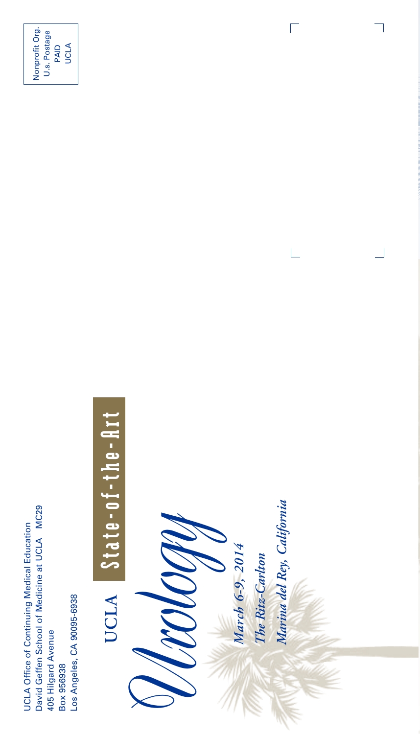UCLA Office of Continuing Medical Education
David Geffen School of Medicine at UCLA MC29
405 Hilgard Avenue
Box 956938
Los Angeles, CA 90095-6938

Nonprofit Org.
U.s. Postage
PAID
UCLA

# UCLA State-of-the-Art Urology

*March 6-9, 2014*

*The Ritz-Carlton*

*Marina del Rey, California*